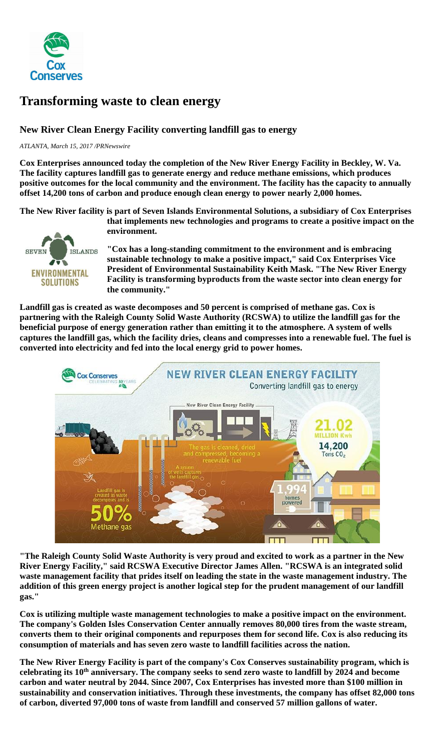# Transforming waste to clean energy

## New River Clean Energy Facility converting landfill gas to energy

*ATLANTA, March 15, 2017 /PRNewswire*

**Cox Enterprises announced today the completion of the New River Energy Facility in Beckley, W. Va. The facility captures landfill gas to generate energy and reduce methane emissions, which produces positive outcomes for the local community and the environment. The facility has the capacity to annually offset 14,200 tons of carbon and produce enough clean energy to power nearly 2,000 homes.**

**The New River facility is part of Seven Islands Environmental Solutions, a subsidiary of Cox Enterprises that implements new technologies and programs to create a positive impact on the environment.**

**"Cox has a long-standing commitment to the environment and is embracing sustainable technology to make a positive impact," said Cox Enterprises Vice President of Environmental Sustainability Keith Mask. "The New River Energy Facility is transforming byproducts from the waste sector into clean energy for the community."**

**Landfill gas is created as waste decomposes and 50 percent is comprised of methane gas. Cox is partnering with the Raleigh County Solid Waste Authority (RCSWA) to utilize the landfill gas for the beneficial purpose of energy generation rather than emitting it to the atmosphere. A system of wells captures the landfill gas, which the facility dries, cleans and compresses into a renewable fuel. The fuel is converted into electricity and fed into the local energy grid to power homes.**

**"The Raleigh County Solid Waste Authority is very proud and excited to work as a partner in the New River Energy Facility," said RCSWA Executive Director James Allen. "RCSWA is an integrated solid waste management facility that prides itself on leading the state in the waste management industry. The addition of this green energy project is another logical step for the prudent management of our landfill gas."**

**Cox is utilizing multiple waste management technologies to make a positive impact on the environment. The company's Golden Isles Conservation Center annually removes 80,000 tires from the waste stream, converts them to their original components and repurposes them for second life. Cox is also reducing its consumption of materials and has seven zero waste to landfill facilities across the nation.**

**The New River Energy Facility is part of the company's Cox Conserves sustainability program, which is celebrating its 10th anniversary. The company seeks to send zero waste to landfill by 2024 and become carbon and water neutral by 2044. Since 2007, Cox Enterprises has invested more than $100 million in sustainability and conservation initiatives. Through these investments, the company has offset 82,000 tons of carbon, diverted 97,000 tons of waste from landfill and conserved 57 million gallons of water.**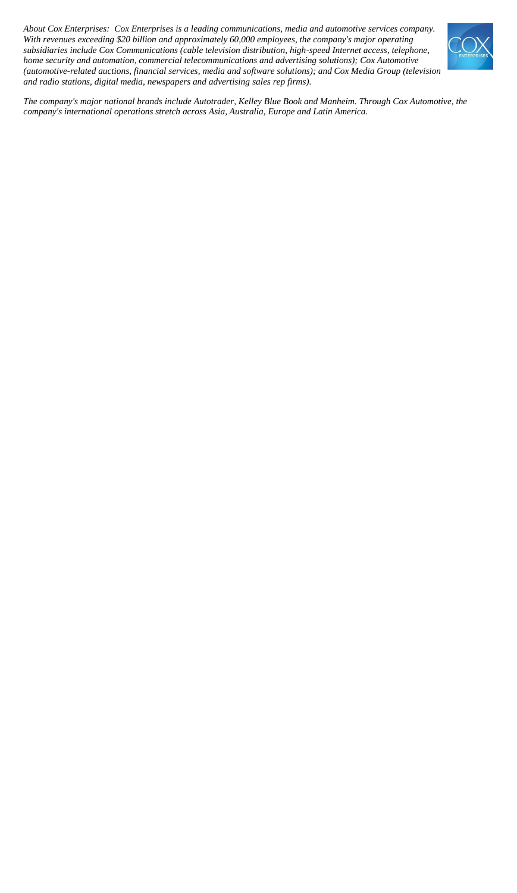*About Cox Enterprises: Cox Enterprises is a leading communications, media and automotive services company. With revenues exceeding $20 billion and approximately 60,000 employees, the company's major operating subsidiaries include Cox Communications (cable television distribution, high-speed Internet access, telephone, home security and automation, commercial telecommunications and advertising solutions); Cox Automotive (automotive-related auctions, financial services, media and software solutions); and Cox Media Group (television and radio stations, digital media, newspapers and advertising sales rep firms).*

*The company's major national brands include Autotrader, Kelley Blue Book and Manheim. Through Cox Automotive, the company's international operations stretch across Asia, Australia, Europe and Latin America.*